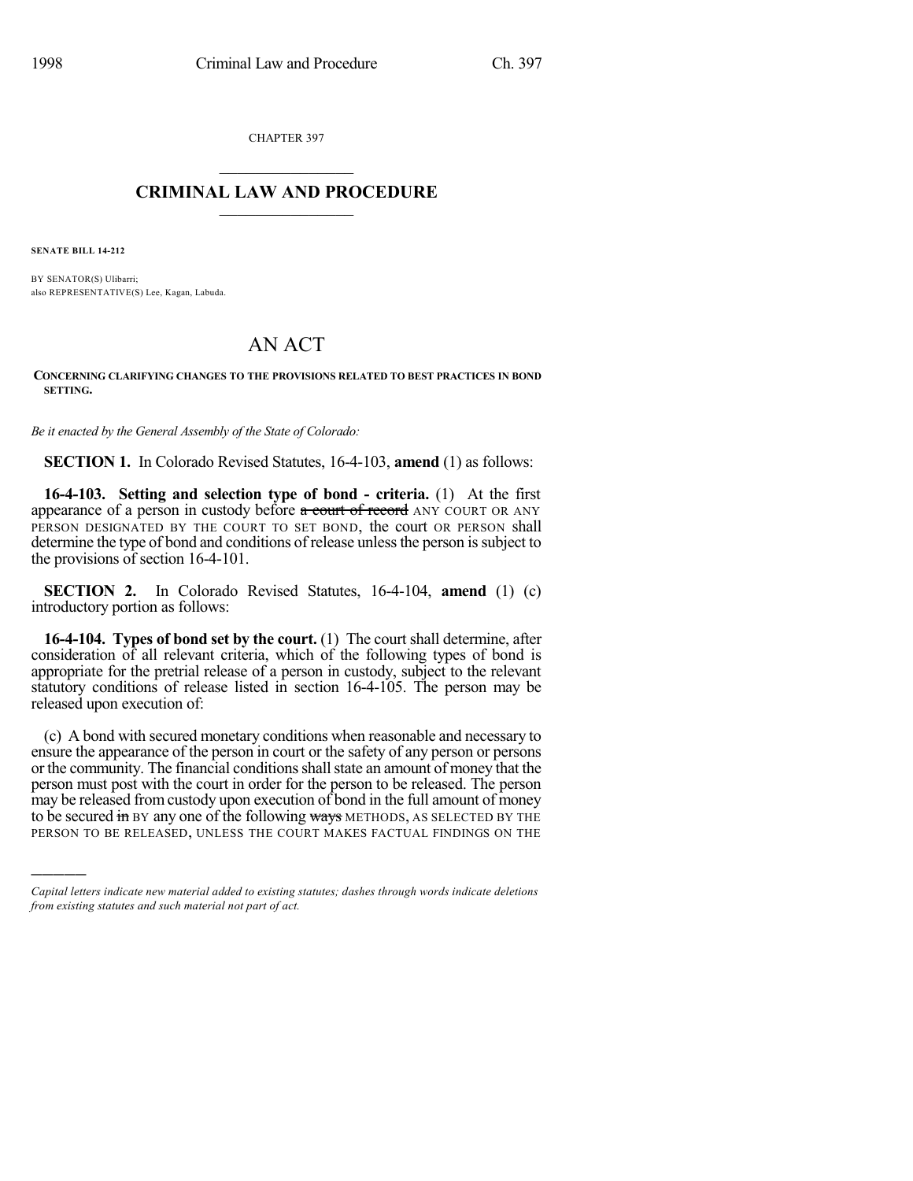CHAPTER 397

# CRIMINAL LAW AND PROCEDURE

**SENATE BILL 14-212**

BY SENATOR(S) Ulibarri;
also REPRESENTATIVE(S) Lee, Kagan, Labuda.

# AN ACT

**CONCERNING CLARIFYING CHANGES TO THE PROVISIONS RELATED TO BEST PRACTICES IN BOND SETTING.**

*Be it enacted by the General Assembly of the State of Colorado:*

**SECTION 1.** In Colorado Revised Statutes, 16-4-103, **amend** (1) as follows:

**16-4-103. Setting and selection type of bond - criteria.** (1) At the first appearance of a person in custody before ~~a court of record~~ ANY COURT OR ANY PERSON DESIGNATED BY THE COURT TO SET BOND, the court OR PERSON shall determine the type of bond and conditions of release unless the person is subject to the provisions of section 16-4-101.

**SECTION 2.** In Colorado Revised Statutes, 16-4-104, **amend** (1) (c) introductory portion as follows:

**16-4-104. Types of bond set by the court.** (1) The court shall determine, after consideration of all relevant criteria, which of the following types of bond is appropriate for the pretrial release of a person in custody, subject to the relevant statutory conditions of release listed in section 16-4-105. The person may be released upon execution of:

(c) A bond with secured monetary conditions when reasonable and necessary to ensure the appearance of the person in court or the safety of any person or persons or the community. The financial conditions shall state an amount of money that the person must post with the court in order for the person to be released. The person may be released from custody upon execution of bond in the full amount of money to be secured ~~in~~ BY any one of the following ~~ways~~ METHODS, AS SELECTED BY THE PERSON TO BE RELEASED, UNLESS THE COURT MAKES FACTUAL FINDINGS ON THE

*Capital letters indicate new material added to existing statutes; dashes through words indicate deletions from existing statutes and such material not part of act.*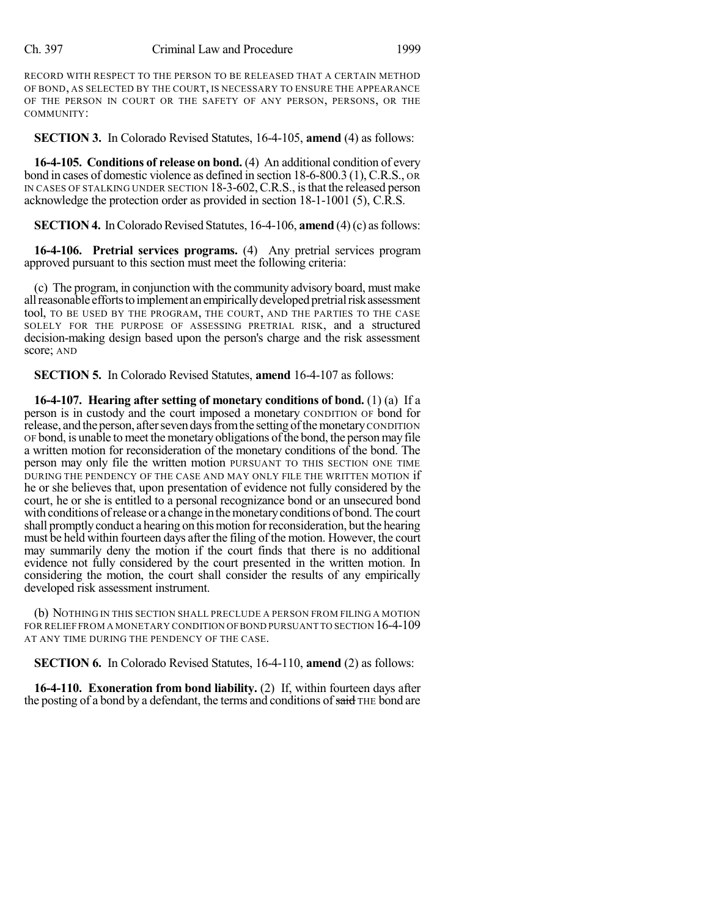RECORD WITH RESPECT TO THE PERSON TO BE RELEASED THAT A CERTAIN METHOD OF BOND, AS SELECTED BY THE COURT, IS NECESSARY TO ENSURE THE APPEARANCE OF THE PERSON IN COURT OR THE SAFETY OF ANY PERSON, PERSONS, OR THE COMMUNITY:

**SECTION 3.** In Colorado Revised Statutes, 16-4-105, **amend** (4) as follows:

**16-4-105. Conditions of release on bond.** (4) An additional condition of every bond in cases of domestic violence as defined in section 18-6-800.3 (1), C.R.S., OR IN CASES OF STALKING UNDER SECTION 18-3-602, C.R.S., is that the released person acknowledge the protection order as provided in section 18-1-1001 (5), C.R.S.

**SECTION 4.** In Colorado Revised Statutes, 16-4-106, **amend** (4) (c) as follows:

**16-4-106. Pretrial services programs.** (4) Any pretrial services program approved pursuant to this section must meet the following criteria:

(c) The program, in conjunction with the community advisory board, must make all reasonable efforts to implement an empirically developed pretrial risk assessment tool, TO BE USED BY THE PROGRAM, THE COURT, AND THE PARTIES TO THE CASE SOLELY FOR THE PURPOSE OF ASSESSING PRETRIAL RISK, and a structured decision-making design based upon the person's charge and the risk assessment score; AND

**SECTION 5.** In Colorado Revised Statutes, **amend** 16-4-107 as follows:

**16-4-107. Hearing after setting of monetary conditions of bond.** (1) (a) If a person is in custody and the court imposed a monetary CONDITION OF bond for release, and the person, after seven days from the setting of the monetary CONDITION OF bond, is unable to meet the monetary obligations of the bond, the person may file a written motion for reconsideration of the monetary conditions of the bond. The person may only file the written motion PURSUANT TO THIS SECTION ONE TIME DURING THE PENDENCY OF THE CASE AND MAY ONLY FILE THE WRITTEN MOTION if he or she believes that, upon presentation of evidence not fully considered by the court, he or she is entitled to a personal recognizance bond or an unsecured bond with conditions of release or a change in the monetary conditions of bond. The court shall promptly conduct a hearing on this motion for reconsideration, but the hearing must be held within fourteen days after the filing of the motion. However, the court may summarily deny the motion if the court finds that there is no additional evidence not fully considered by the court presented in the written motion. In considering the motion, the court shall consider the results of any empirically developed risk assessment instrument.

(b) NOTHING IN THIS SECTION SHALL PRECLUDE A PERSON FROM FILING A MOTION FOR RELIEF FROM A MONETARY CONDITION OF BOND PURSUANT TO SECTION 16-4-109 AT ANY TIME DURING THE PENDENCY OF THE CASE.

**SECTION 6.** In Colorado Revised Statutes, 16-4-110, **amend** (2) as follows:

**16-4-110. Exoneration from bond liability.** (2) If, within fourteen days after the posting of a bond by a defendant, the terms and conditions of ~~said~~ THE bond are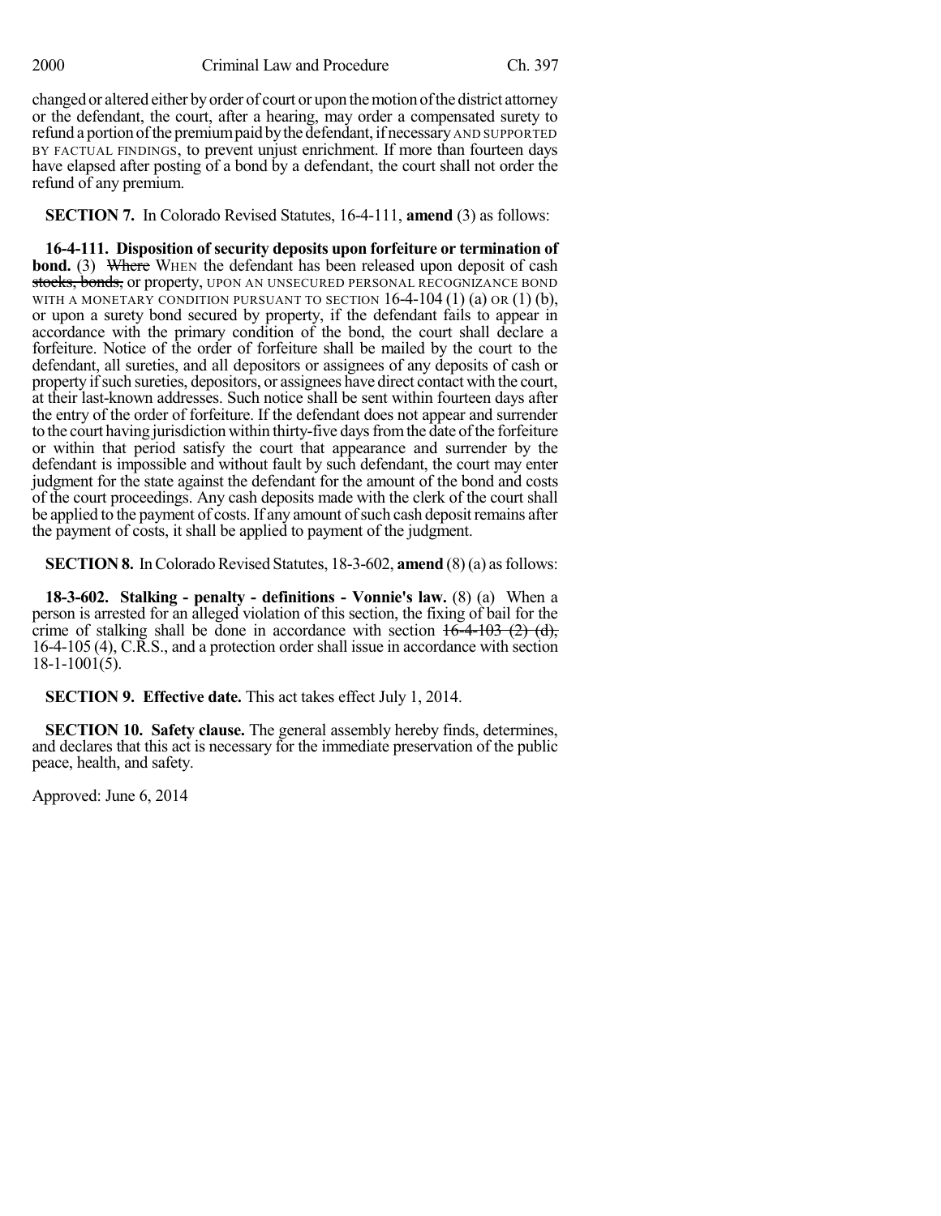changed or altered either by order of court or upon the motion of the district attorney or the defendant, the court, after a hearing, may order a compensated surety to refund a portion of the premium paid by the defendant, if necessary AND SUPPORTED BY FACTUAL FINDINGS, to prevent unjust enrichment. If more than fourteen days have elapsed after posting of a bond by a defendant, the court shall not order the refund of any premium.

**SECTION 7.** In Colorado Revised Statutes, 16-4-111, **amend** (3) as follows:

**16-4-111. Disposition of security deposits upon forfeiture or termination of bond.** (3) ~~Where~~ WHEN the defendant has been released upon deposit of cash ~~stocks, bonds,~~ or property, UPON AN UNSECURED PERSONAL RECOGNIZANCE BOND WITH A MONETARY CONDITION PURSUANT TO SECTION 16-4-104 (1) (a) OR (1) (b), or upon a surety bond secured by property, if the defendant fails to appear in accordance with the primary condition of the bond, the court shall declare a forfeiture. Notice of the order of forfeiture shall be mailed by the court to the defendant, all sureties, and all depositors or assignees of any deposits of cash or property if such sureties, depositors, or assignees have direct contact with the court, at their last-known addresses. Such notice shall be sent within fourteen days after the entry of the order of forfeiture. If the defendant does not appear and surrender to the court having jurisdiction within thirty-five days from the date of the forfeiture or within that period satisfy the court that appearance and surrender by the defendant is impossible and without fault by such defendant, the court may enter judgment for the state against the defendant for the amount of the bond and costs of the court proceedings. Any cash deposits made with the clerk of the court shall be applied to the payment of costs. If any amount of such cash deposit remains after the payment of costs, it shall be applied to payment of the judgment.

**SECTION 8.** In Colorado Revised Statutes, 18-3-602, **amend** (8) (a) as follows:

**18-3-602. Stalking - penalty - definitions - Vonnie's law.** (8) (a) When a person is arrested for an alleged violation of this section, the fixing of bail for the crime of stalking shall be done in accordance with section ~~16-4-103 (2) (d),~~ 16-4-105 (4), C.R.S., and a protection order shall issue in accordance with section 18-1-1001(5).

**SECTION 9. Effective date.** This act takes effect July 1, 2014.

**SECTION 10. Safety clause.** The general assembly hereby finds, determines, and declares that this act is necessary for the immediate preservation of the public peace, health, and safety.

Approved: June 6, 2014